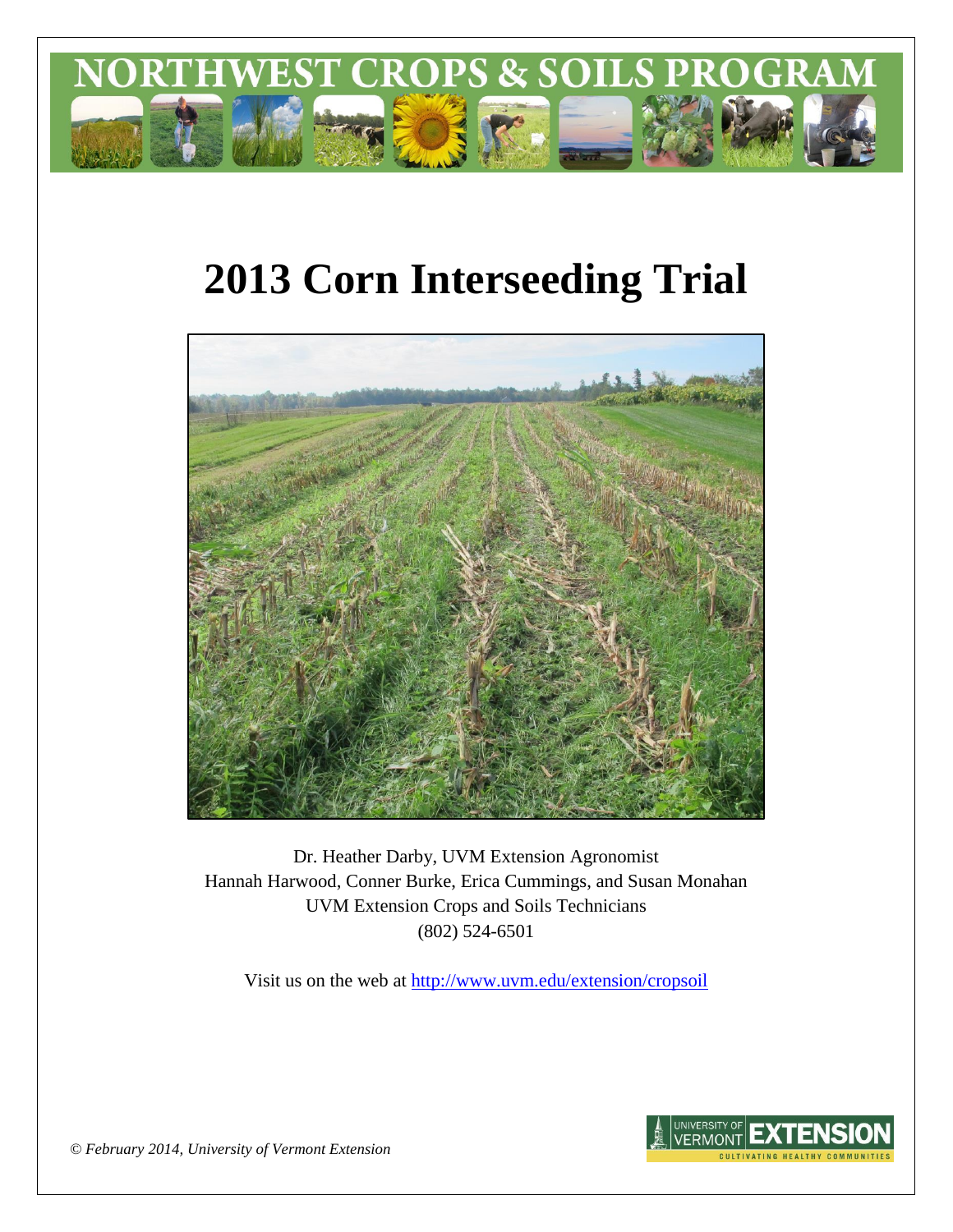# NORTHWEST CROPS & SOILS PROGRAM

# 2013 Corn Interseeding Trial

Dr. Heather Darby, UVM Extension Agronomist
Hannah Harwood, Conner Burke, Erica Cummings, and Susan Monahan
UVM Extension Crops and Soils Technicians
(802) 524-6501

Visit us on the web at http://www.uvm.edu/extension/cropsoil

*© February 2014, University of Vermont Extension*

UNIVERSITY OF VERMONT EXTENSION
CULTIVATING HEALTHY COMMUNITIES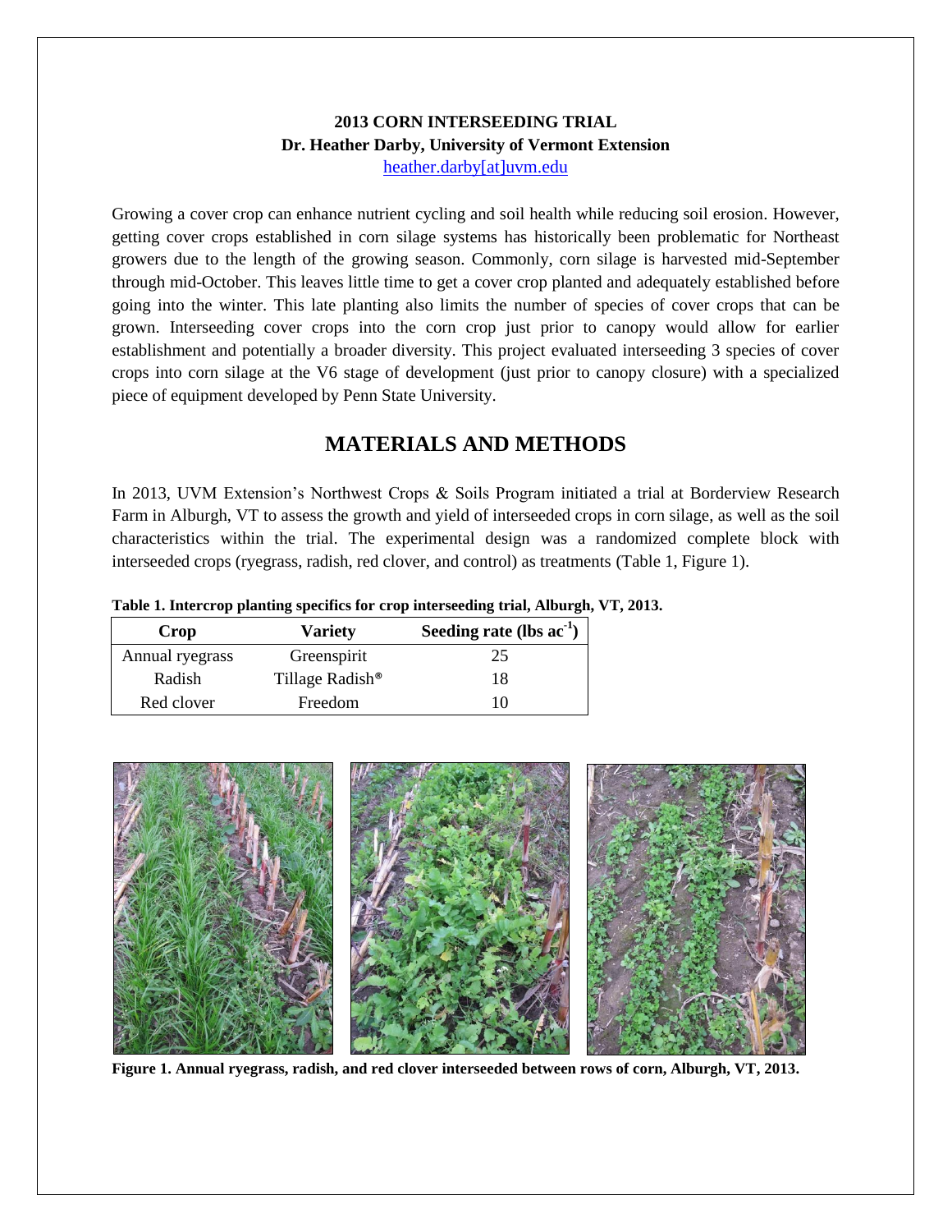**2013 CORN INTERSEEDING TRIAL**
**Dr. Heather Darby, University of Vermont Extension**
heather.darby[at]uvm.edu

Growing a cover crop can enhance nutrient cycling and soil health while reducing soil erosion. However, getting cover crops established in corn silage systems has historically been problematic for Northeast growers due to the length of the growing season. Commonly, corn silage is harvested mid-September through mid-October. This leaves little time to get a cover crop planted and adequately established before going into the winter. This late planting also limits the number of species of cover crops that can be grown. Interseeding cover crops into the corn crop just prior to canopy would allow for earlier establishment and potentially a broader diversity. This project evaluated interseeding 3 species of cover crops into corn silage at the V6 stage of development (just prior to canopy closure) with a specialized piece of equipment developed by Penn State University.

## MATERIALS AND METHODS

In 2013, UVM Extension's Northwest Crops & Soils Program initiated a trial at Borderview Research Farm in Alburgh, VT to assess the growth and yield of interseeded crops in corn silage, as well as the soil characteristics within the trial. The experimental design was a randomized complete block with interseeded crops (ryegrass, radish, red clover, and control) as treatments (Table 1, Figure 1).

**Table 1. Intercrop planting specifics for crop interseeding trial, Alburgh, VT, 2013.**

| Crop | Variety | Seeding rate (lbs $ac^{-1}$) |
|---|---|---|
| Annual ryegrass | Greenspirit | 25 |
| Radish | Tillage Radish® | 18 |
| Red clover | Freedom | 10 |

**Figure 1. Annual ryegrass, radish, and red clover interseeded between rows of corn, Alburgh, VT, 2013.**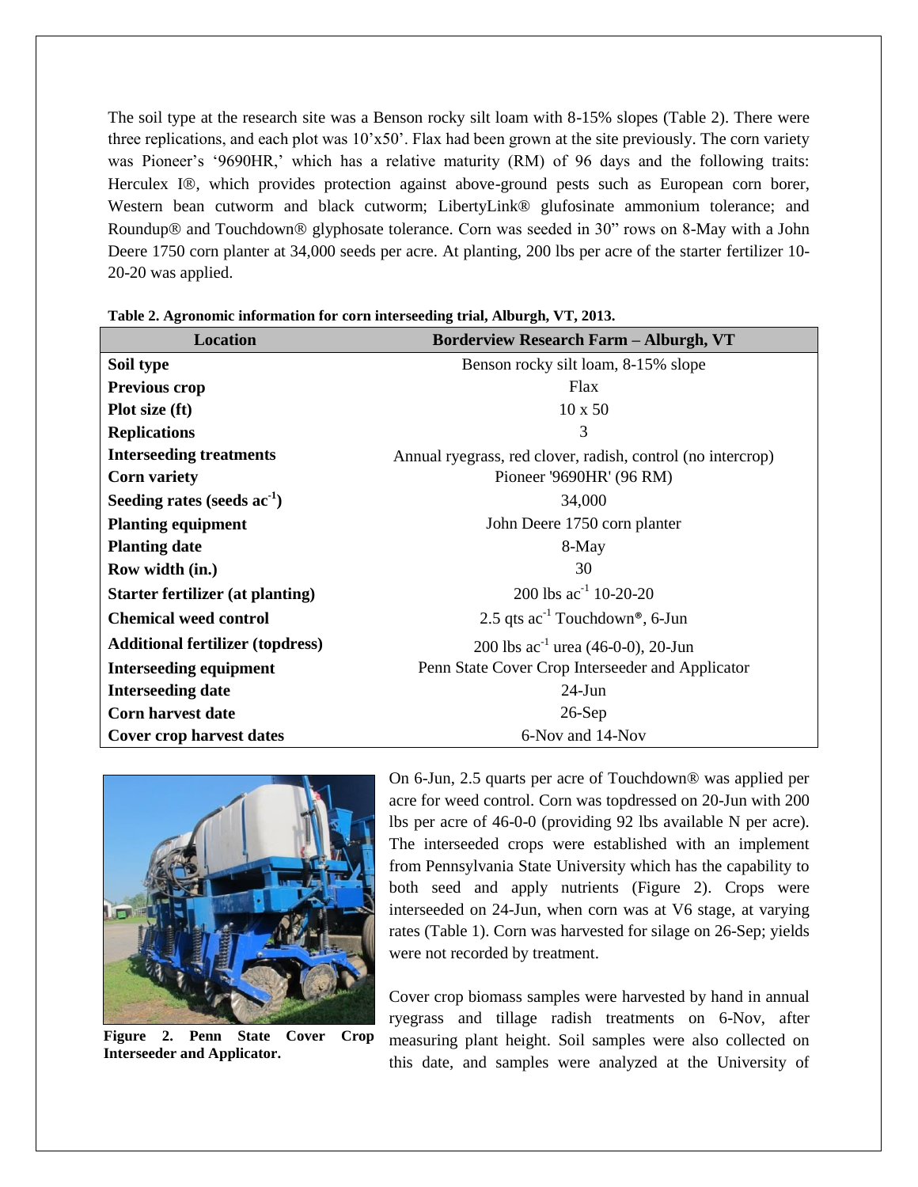The soil type at the research site was a Benson rocky silt loam with 8-15% slopes (Table 2). There were three replications, and each plot was 10'x50'. Flax had been grown at the site previously. The corn variety was Pioneer's '9690HR,' which has a relative maturity (RM) of 96 days and the following traits: Herculex I®, which provides protection against above-ground pests such as European corn borer, Western bean cutworm and black cutworm; LibertyLink® glufosinate ammonium tolerance; and Roundup® and Touchdown® glyphosate tolerance. Corn was seeded in 30" rows on 8-May with a John Deere 1750 corn planter at 34,000 seeds per acre. At planting, 200 lbs per acre of the starter fertilizer 10-20-20 was applied.

**Table 2. Agronomic information for corn interseeding trial, Alburgh, VT, 2013.**

| Location | Borderview Research Farm – Alburgh, VT |
|---|---|
| **Soil type** | Benson rocky silt loam, 8-15% slope |
| **Previous crop** | Flax |
| **Plot size (ft)** | 10 x 50 |
| **Replications** | 3 |
| **Interseeding treatments** | Annual ryegrass, red clover, radish, control (no intercrop) |
| **Corn variety** | Pioneer '9690HR' (96 RM) |
| **Seeding rates (seeds ac$^{-1}$)** | 34,000 |
| **Planting equipment** | John Deere 1750 corn planter |
| **Planting date** | 8-May |
| **Row width (in.)** | 30 |
| **Starter fertilizer (at planting)** | 200 lbs ac$^{-1}$ 10-20-20 |
| **Chemical weed control** | 2.5 qts ac$^{-1}$ Touchdown®, 6-Jun |
| **Additional fertilizer (topdress)** | 200 lbs ac$^{-1}$ urea (46-0-0), 20-Jun |
| **Interseeding equipment** | Penn State Cover Crop Interseeder and Applicator |
| **Interseeding date** | 24-Jun |
| **Corn harvest date** | 26-Sep |
| **Cover crop harvest dates** | 6-Nov and 14-Nov |

**Figure 2. Penn State Cover Crop Interseeder and Applicator.**

On 6-Jun, 2.5 quarts per acre of Touchdown® was applied per acre for weed control. Corn was topdressed on 20-Jun with 200 lbs per acre of 46-0-0 (providing 92 lbs available N per acre). The interseeded crops were established with an implement from Pennsylvania State University which has the capability to both seed and apply nutrients (Figure 2). Crops were interseeded on 24-Jun, when corn was at V6 stage, at varying rates (Table 1). Corn was harvested for silage on 26-Sep; yields were not recorded by treatment.

Cover crop biomass samples were harvested by hand in annual ryegrass and tillage radish treatments on 6-Nov, after measuring plant height. Soil samples were also collected on this date, and samples were analyzed at the University of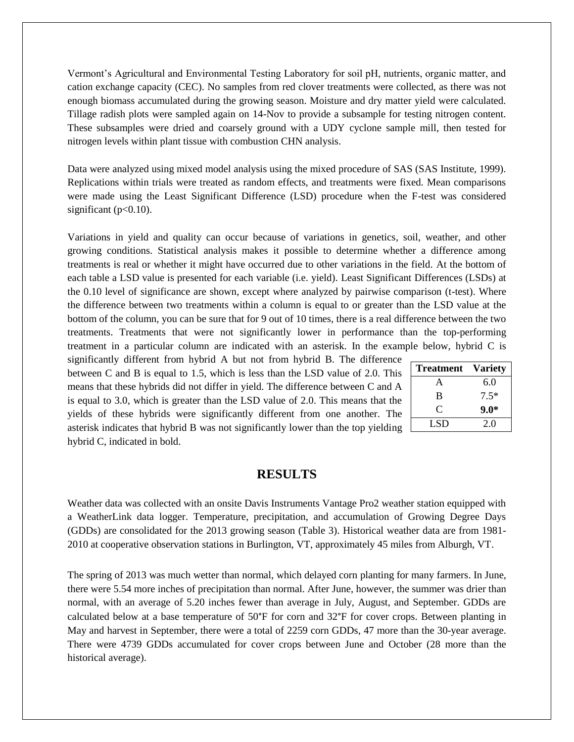Vermont's Agricultural and Environmental Testing Laboratory for soil pH, nutrients, organic matter, and cation exchange capacity (CEC). No samples from red clover treatments were collected, as there was not enough biomass accumulated during the growing season. Moisture and dry matter yield were calculated. Tillage radish plots were sampled again on 14-Nov to provide a subsample for testing nitrogen content. These subsamples were dried and coarsely ground with a UDY cyclone sample mill, then tested for nitrogen levels within plant tissue with combustion CHN analysis.

Data were analyzed using mixed model analysis using the mixed procedure of SAS (SAS Institute, 1999). Replications within trials were treated as random effects, and treatments were fixed. Mean comparisons were made using the Least Significant Difference (LSD) procedure when the F-test was considered significant ($p<0.10$).

Variations in yield and quality can occur because of variations in genetics, soil, weather, and other growing conditions. Statistical analysis makes it possible to determine whether a difference among treatments is real or whether it might have occurred due to other variations in the field. At the bottom of each table a LSD value is presented for each variable (i.e. yield). Least Significant Differences (LSDs) at the 0.10 level of significance are shown, except where analyzed by pairwise comparison (t-test). Where the difference between two treatments within a column is equal to or greater than the LSD value at the bottom of the column, you can be sure that for 9 out of 10 times, there is a real difference between the two treatments. Treatments that were not significantly lower in performance than the top-performing treatment in a particular column are indicated with an asterisk. In the example below, hybrid C is significantly different from hybrid A but not from hybrid B. The difference between C and B is equal to 1.5, which is less than the LSD value of 2.0. This means that these hybrids did not differ in yield. The difference between C and A is equal to 3.0, which is greater than the LSD value of 2.0. This means that the yields of these hybrids were significantly different from one another. The asterisk indicates that hybrid B was not significantly lower than the top yielding hybrid C, indicated in bold.

| Treatment | Variety |
|---|---|
| A | 6.0 |
| B | 7.5* |
| C | **9.0*** |
| LSD | 2.0 |

## RESULTS

Weather data was collected with an onsite Davis Instruments Vantage Pro2 weather station equipped with a WeatherLink data logger. Temperature, precipitation, and accumulation of Growing Degree Days (GDDs) are consolidated for the 2013 growing season (Table 3). Historical weather data are from 1981-2010 at cooperative observation stations in Burlington, VT, approximately 45 miles from Alburgh, VT.

The spring of 2013 was much wetter than normal, which delayed corn planting for many farmers. In June, there were 5.54 more inches of precipitation than normal. After June, however, the summer was drier than normal, with an average of 5.20 inches fewer than average in July, August, and September. GDDs are calculated below at a base temperature of 50°F for corn and 32°F for cover crops. Between planting in May and harvest in September, there were a total of 2259 corn GDDs, 47 more than the 30-year average. There were 4739 GDDs accumulated for cover crops between June and October (28 more than the historical average).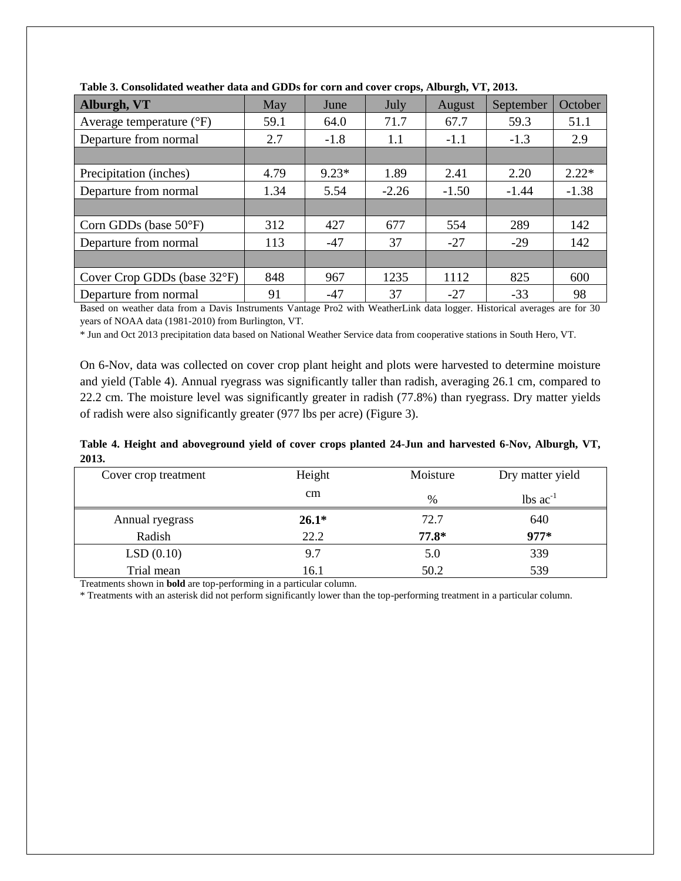**Table 3. Consolidated weather data and GDDs for corn and cover crops, Alburgh, VT, 2013.**

| Alburgh, VT | May | June | July | August | September | October |
|---|---|---|---|---|---|---|
| Average temperature (°F) | 59.1 | 64.0 | 71.7 | 67.7 | 59.3 | 51.1 |
| Departure from normal | 2.7 | -1.8 | 1.1 | -1.1 | -1.3 | 2.9 |
| | | | | | | |
| Precipitation (inches) | 4.79 | 9.23* | 1.89 | 2.41 | 2.20 | 2.22* |
| Departure from normal | 1.34 | 5.54 | -2.26 | -1.50 | -1.44 | -1.38 |
| | | | | | | |
| Corn GDDs (base 50°F) | 312 | 427 | 677 | 554 | 289 | 142 |
| Departure from normal | 113 | -47 | 37 | -27 | -29 | 142 |
| | | | | | | |
| Cover Crop GDDs (base 32°F) | 848 | 967 | 1235 | 1112 | 825 | 600 |
| Departure from normal | 91 | -47 | 37 | -27 | -33 | 98 |

Based on weather data from a Davis Instruments Vantage Pro2 with WeatherLink data logger. Historical averages are for 30 years of NOAA data (1981-2010) from Burlington, VT.

* Jun and Oct 2013 precipitation data based on National Weather Service data from cooperative stations in South Hero, VT.

On 6-Nov, data was collected on cover crop plant height and plots were harvested to determine moisture and yield (Table 4). Annual ryegrass was significantly taller than radish, averaging 26.1 cm, compared to 22.2 cm. The moisture level was significantly greater in radish (77.8%) than ryegrass. Dry matter yields of radish were also significantly greater (977 lbs per acre) (Figure 3).

**Table 4. Height and aboveground yield of cover crops planted 24-Jun and harvested 6-Nov, Alburgh, VT, 2013.**

| Cover crop treatment | Height | Moisture | Dry matter yield |
|---|---|---|---|
| | cm | % | lbs $ac^{-1}$ |
| Annual ryegrass | **26.1*** | 72.7 | 640 |
| Radish | 22.2 | **77.8*** | **977*** |
| LSD (0.10) | 9.7 | 5.0 | 339 |
| Trial mean | 16.1 | 50.2 | 539 |

Treatments shown in **bold** are top-performing in a particular column.

* Treatments with an asterisk did not perform significantly lower than the top-performing treatment in a particular column.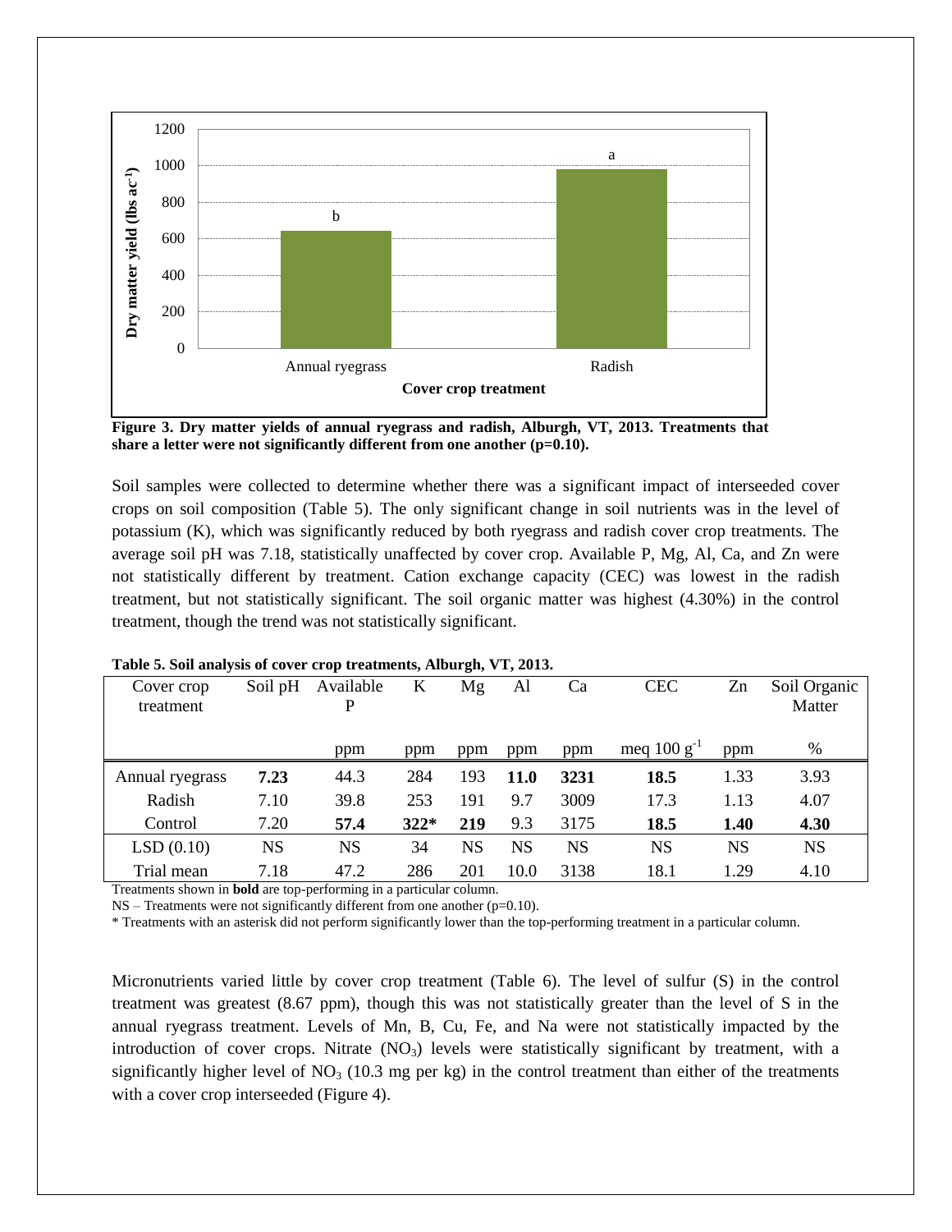Figure 3. Dry matter yields of annual ryegrass and radish, Alburgh, VT, 2013. Treatments that share a letter were not significantly different from one another (p=0.10).

Soil samples were collected to determine whether there was a significant impact of interseeded cover crops on soil composition (Table 5). The only significant change in soil nutrients was in the level of potassium (K), which was significantly reduced by both ryegrass and radish cover crop treatments. The average soil pH was 7.18, statistically unaffected by cover crop. Available P, Mg, Al, Ca, and Zn were not statistically different by treatment. Cation exchange capacity (CEC) was lowest in the radish treatment, but not statistically significant. The soil organic matter was highest (4.30%) in the control treatment, though the trend was not statistically significant.

**Table 5. Soil analysis of cover crop treatments, Alburgh, VT, 2013.**

| Cover crop treatment | Soil pH | Available P | K | Mg | Al | Ca | CEC | Zn | Soil Organic Matter |
|---|---|---|---|---|---|---|---|---|---|
| | | ppm | ppm | ppm | ppm | ppm | meq 100 $g^{-1}$ | ppm | % |
| Annual ryegrass | **7.23** | 44.3 | 284 | 193 | **11.0** | **3231** | **18.5** | 1.33 | 3.93 |
| Radish | 7.10 | 39.8 | 253 | 191 | 9.7 | 3009 | 17.3 | 1.13 | 4.07 |
| Control | 7.20 | **57.4** | **322*** | **219** | 9.3 | 3175 | **18.5** | **1.40** | **4.30** |
| LSD (0.10) | NS | NS | 34 | NS | NS | NS | NS | NS | NS |
| Trial mean | 7.18 | 47.2 | 286 | 201 | 10.0 | 3138 | 18.1 | 1.29 | 4.10 |

Treatments shown in **bold** are top-performing in a particular column.
NS – Treatments were not significantly different from one another (p=0.10).
* Treatments with an asterisk did not perform significantly lower than the top-performing treatment in a particular column.

Micronutrients varied little by cover crop treatment (Table 6). The level of sulfur (S) in the control treatment was greatest (8.67 ppm), though this was not statistically greater than the level of S in the annual ryegrass treatment. Levels of Mn, B, Cu, Fe, and Na were not statistically impacted by the introduction of cover crops. Nitrate ($NO_3$) levels were statistically significant by treatment, with a significantly higher level of $NO_3$ (10.3 mg per kg) in the control treatment than either of the treatments with a cover crop interseeded (Figure 4).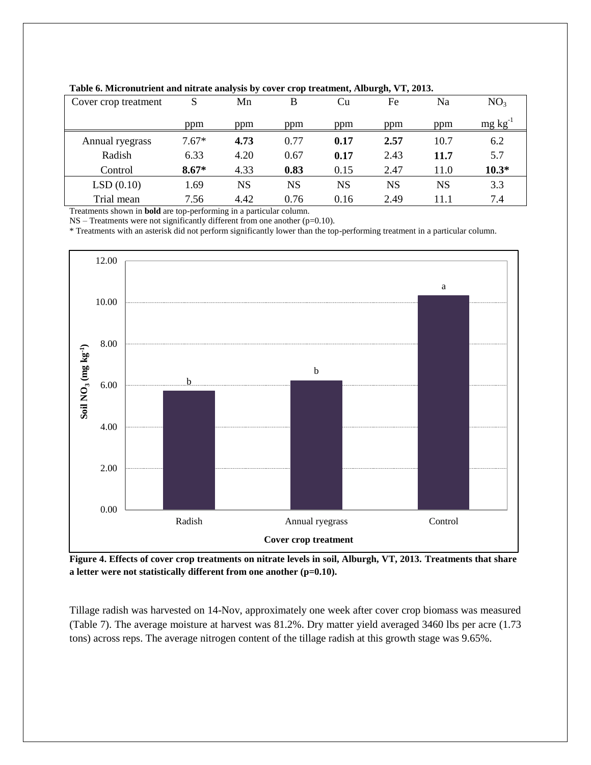**Table 6. Micronutrient and nitrate analysis by cover crop treatment, Alburgh, VT, 2013.**

| Cover crop treatment | S | Mn | B | Cu | Fe | Na | $NO_3$ |
|---|---|---|---|---|---|---|---|
| | ppm | ppm | ppm | ppm | ppm | ppm | mg $kg^{-1}$ |
| Annual ryegrass | 7.67* | **4.73** | 0.77 | **0.17** | **2.57** | 10.7 | 6.2 |
| Radish | 6.33 | 4.20 | 0.67 | **0.17** | 2.43 | **11.7** | 5.7 |
| Control | **8.67*** | 4.33 | **0.83** | 0.15 | 2.47 | 11.0 | **10.3*** |
| LSD (0.10) | 1.69 | NS | NS | NS | NS | NS | 3.3 |
| Trial mean | 7.56 | 4.42 | 0.76 | 0.16 | 2.49 | 11.1 | 7.4 |

Treatments shown in **bold** are top-performing in a particular column.
NS – Treatments were not significantly different from one another (p=0.10).
* Treatments with an asterisk did not perform significantly lower than the top-performing treatment in a particular column.

**Figure 4. Effects of cover crop treatments on nitrate levels in soil, Alburgh, VT, 2013. Treatments that share a letter were not statistically different from one another (p=0.10).**

Tillage radish was harvested on 14-Nov, approximately one week after cover crop biomass was measured (Table 7). The average moisture at harvest was 81.2%. Dry matter yield averaged 3460 lbs per acre (1.73 tons) across reps. The average nitrogen content of the tillage radish at this growth stage was 9.65%.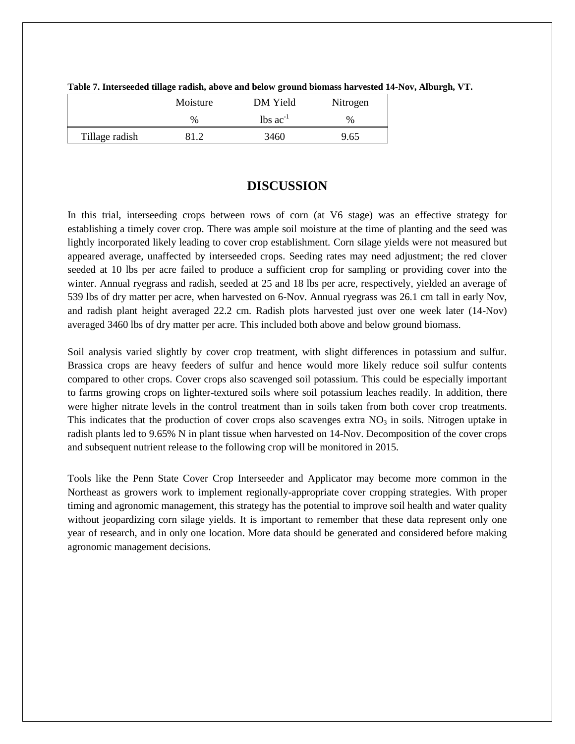**Table 7. Interseeded tillage radish, above and below ground biomass harvested 14-Nov, Alburgh, VT.**

| | Moisture | DM Yield | Nitrogen |
|---|---|---|---|
| | % | lbs $ac^{-1}$ | % |
| Tillage radish | 81.2 | 3460 | 9.65 |

# DISCUSSION

In this trial, interseeding crops between rows of corn (at V6 stage) was an effective strategy for establishing a timely cover crop. There was ample soil moisture at the time of planting and the seed was lightly incorporated likely leading to cover crop establishment. Corn silage yields were not measured but appeared average, unaffected by interseeded crops. Seeding rates may need adjustment; the red clover seeded at 10 lbs per acre failed to produce a sufficient crop for sampling or providing cover into the winter. Annual ryegrass and radish, seeded at 25 and 18 lbs per acre, respectively, yielded an average of 539 lbs of dry matter per acre, when harvested on 6-Nov. Annual ryegrass was 26.1 cm tall in early Nov, and radish plant height averaged 22.2 cm. Radish plots harvested just over one week later (14-Nov) averaged 3460 lbs of dry matter per acre. This included both above and below ground biomass.

Soil analysis varied slightly by cover crop treatment, with slight differences in potassium and sulfur. Brassica crops are heavy feeders of sulfur and hence would more likely reduce soil sulfur contents compared to other crops. Cover crops also scavenged soil potassium. This could be especially important to farms growing crops on lighter-textured soils where soil potassium leaches readily. In addition, there were higher nitrate levels in the control treatment than in soils taken from both cover crop treatments. This indicates that the production of cover crops also scavenges extra $NO_3$ in soils. Nitrogen uptake in radish plants led to 9.65% N in plant tissue when harvested on 14-Nov. Decomposition of the cover crops and subsequent nutrient release to the following crop will be monitored in 2015.

Tools like the Penn State Cover Crop Interseeder and Applicator may become more common in the Northeast as growers work to implement regionally-appropriate cover cropping strategies. With proper timing and agronomic management, this strategy has the potential to improve soil health and water quality without jeopardizing corn silage yields. It is important to remember that these data represent only one year of research, and in only one location. More data should be generated and considered before making agronomic management decisions.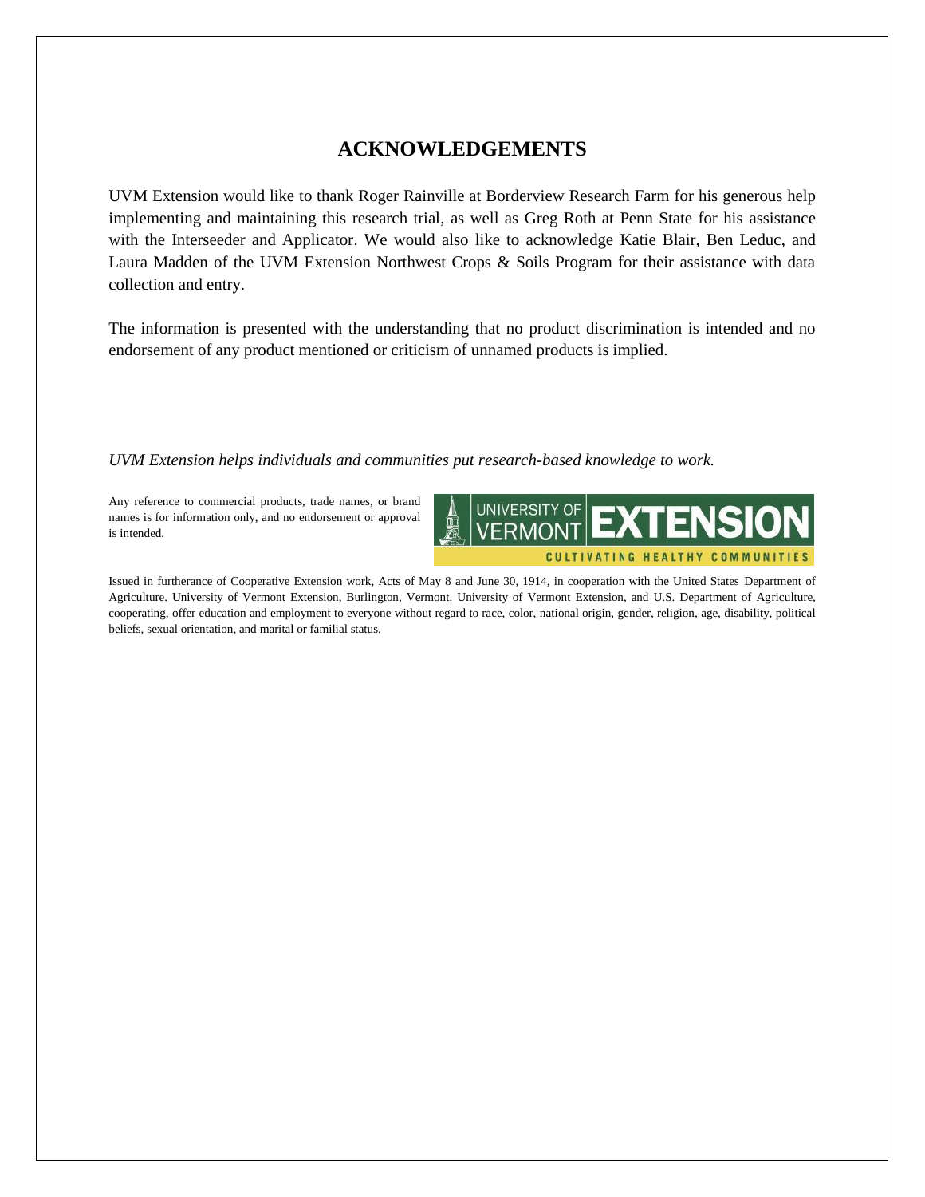## ACKNOWLEDGEMENTS

UVM Extension would like to thank Roger Rainville at Borderview Research Farm for his generous help implementing and maintaining this research trial, as well as Greg Roth at Penn State for his assistance with the Interseeder and Applicator. We would also like to acknowledge Katie Blair, Ben Leduc, and Laura Madden of the UVM Extension Northwest Crops & Soils Program for their assistance with data collection and entry.

The information is presented with the understanding that no product discrimination is intended and no endorsement of any product mentioned or criticism of unnamed products is implied.

*UVM Extension helps individuals and communities put research-based knowledge to work.*

Any reference to commercial products, trade names, or brand names is for information only, and no endorsement or approval is intended.

UNIVERSITY OF VERMONT EXTENSION
CULTIVATING HEALTHY COMMUNITIES

Issued in furtherance of Cooperative Extension work, Acts of May 8 and June 30, 1914, in cooperation with the United States Department of Agriculture. University of Vermont Extension, Burlington, Vermont. University of Vermont Extension, and U.S. Department of Agriculture, cooperating, offer education and employment to everyone without regard to race, color, national origin, gender, religion, age, disability, political beliefs, sexual orientation, and marital or familial status.